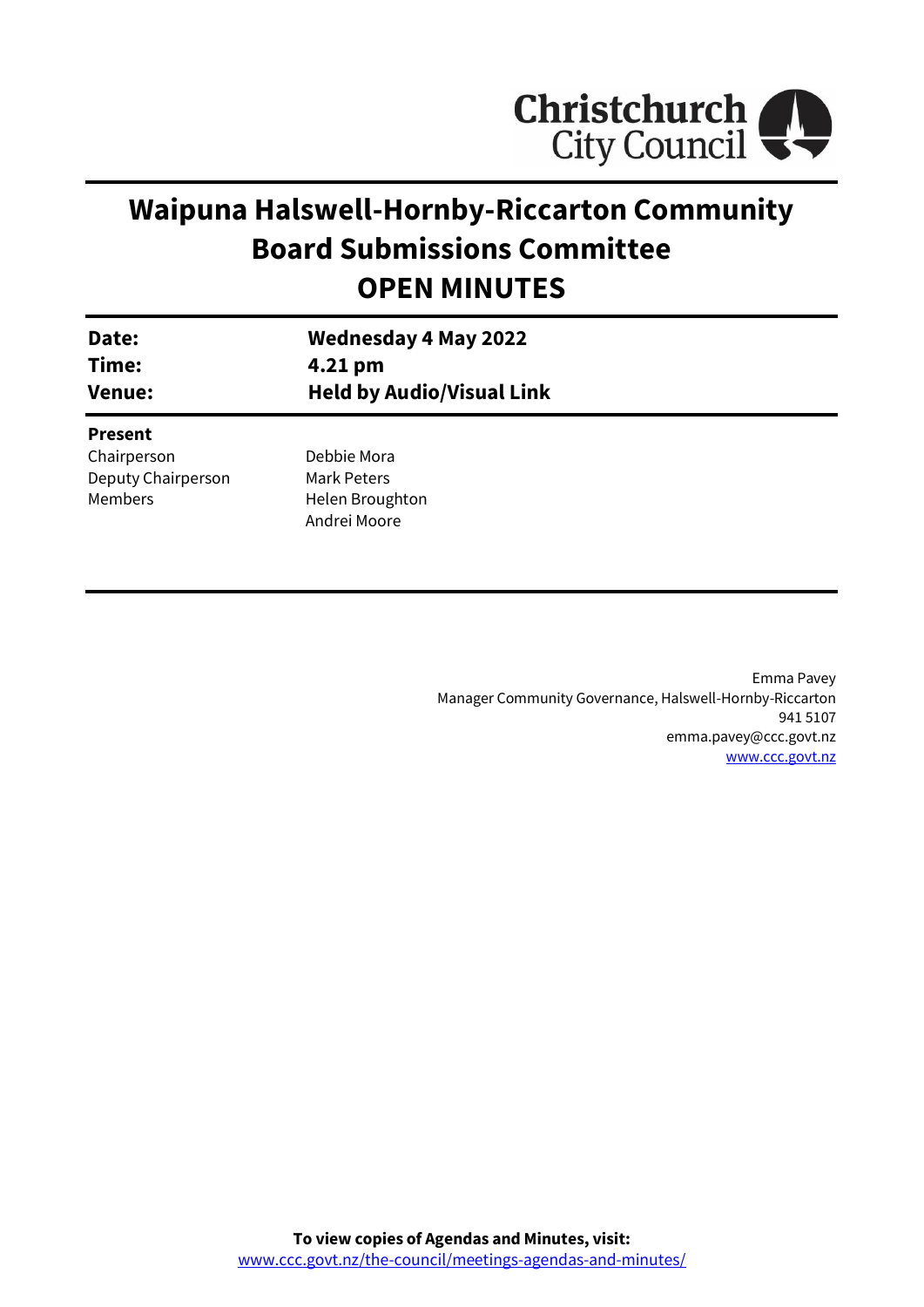Christchurch City Council

# Waipuna Halswell-Hornby-Riccarton Community Board Submissions Committee
# OPEN MINUTES

| | |
|---|---|
| **Date:** | **Wednesday 4 May 2022** |
| **Time:** | **4.21 pm** |
| **Venue:** | **Held by Audio/Visual Link** |

**Present**

| | |
|---|---|
| Chairperson | Debbie Mora |
| Deputy Chairperson | Mark Peters |
| Members | Helen Broughton |
| | Andrei Moore |

Emma Pavey
Manager Community Governance, Halswell-Hornby-Riccarton
941 5107
emma.pavey@ccc.govt.nz
www.ccc.govt.nz

**To view copies of Agendas and Minutes, visit:**
www.ccc.govt.nz/the-council/meetings-agendas-and-minutes/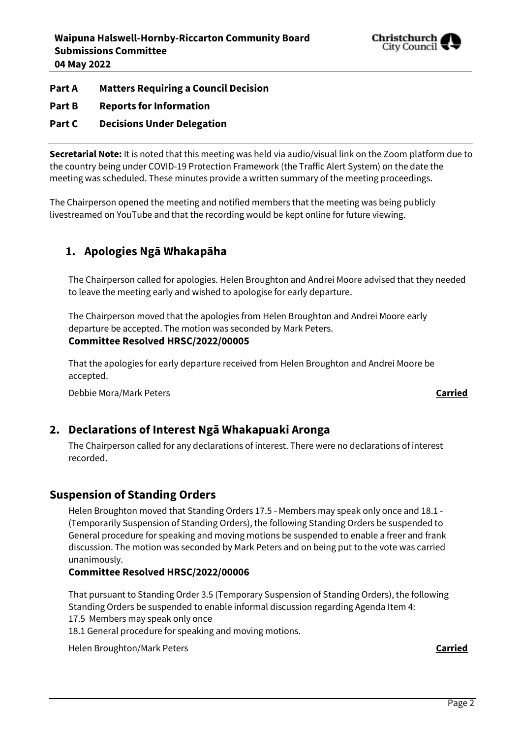**Part A Matters Requiring a Council Decision**

**Part B Reports for Information**

**Part C Decisions Under Delegation**

**Secretarial Note:** It is noted that this meeting was held via audio/visual link on the Zoom platform due to the country being under COVID-19 Protection Framework (the Traffic Alert System) on the date the meeting was scheduled. These minutes provide a written summary of the meeting proceedings.

The Chairperson opened the meeting and notified members that the meeting was being publicly livestreamed on YouTube and that the recording would be kept online for future viewing.

## 1. Apologies Ngā Whakapāha

The Chairperson called for apologies. Helen Broughton and Andrei Moore advised that they needed to leave the meeting early and wished to apologise for early departure.

The Chairperson moved that the apologies from Helen Broughton and Andrei Moore early departure be accepted. The motion was seconded by Mark Peters.

**Committee Resolved HRSC/2022/00005**

That the apologies for early departure received from Helen Broughton and Andrei Moore be accepted.

Debbie Mora/Mark Peters **Carried**

## 2. Declarations of Interest Ngā Whakapuaki Aronga

The Chairperson called for any declarations of interest. There were no declarations of interest recorded.

## Suspension of Standing Orders

Helen Broughton moved that Standing Orders 17.5 - Members may speak only once and 18.1 - (Temporarily Suspension of Standing Orders), the following Standing Orders be suspended to General procedure for speaking and moving motions be suspended to enable a freer and frank discussion. The motion was seconded by Mark Peters and on being put to the vote was carried unanimously.

**Committee Resolved HRSC/2022/00006**

That pursuant to Standing Order 3.5 (Temporary Suspension of Standing Orders), the following Standing Orders be suspended to enable informal discussion regarding Agenda Item 4:

17.5 Members may speak only once

18.1 General procedure for speaking and moving motions.

Helen Broughton/Mark Peters **Carried**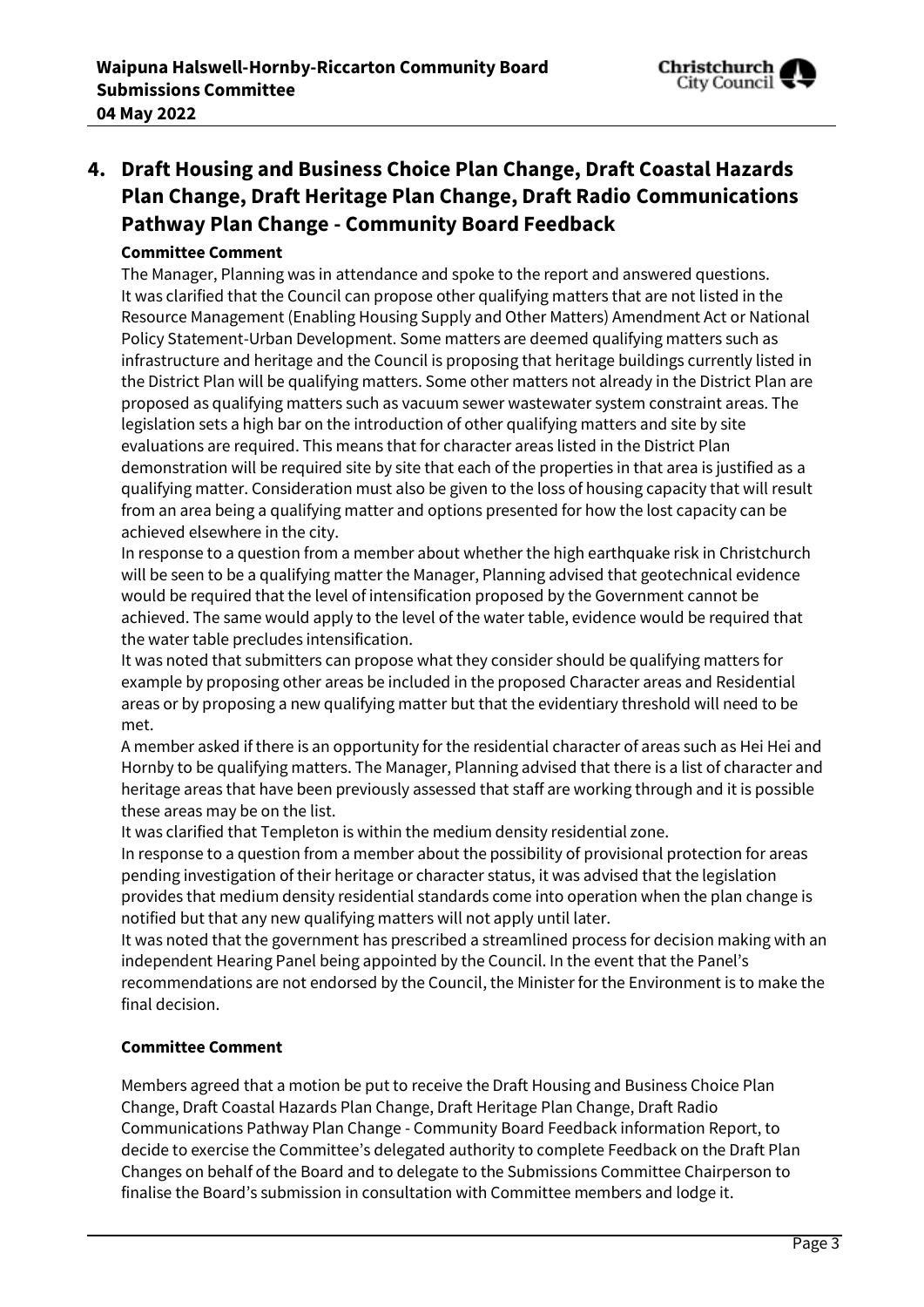## 4. Draft Housing and Business Choice Plan Change, Draft Coastal Hazards Plan Change, Draft Heritage Plan Change, Draft Radio Communications Pathway Plan Change - Community Board Feedback

**Committee Comment**

The Manager, Planning was in attendance and spoke to the report and answered questions. It was clarified that the Council can propose other qualifying matters that are not listed in the Resource Management (Enabling Housing Supply and Other Matters) Amendment Act or National Policy Statement-Urban Development. Some matters are deemed qualifying matters such as infrastructure and heritage and the Council is proposing that heritage buildings currently listed in the District Plan will be qualifying matters. Some other matters not already in the District Plan are proposed as qualifying matters such as vacuum sewer wastewater system constraint areas. The legislation sets a high bar on the introduction of other qualifying matters and site by site evaluations are required. This means that for character areas listed in the District Plan demonstration will be required site by site that each of the properties in that area is justified as a qualifying matter. Consideration must also be given to the loss of housing capacity that will result from an area being a qualifying matter and options presented for how the lost capacity can be achieved elsewhere in the city.

In response to a question from a member about whether the high earthquake risk in Christchurch will be seen to be a qualifying matter the Manager, Planning advised that geotechnical evidence would be required that the level of intensification proposed by the Government cannot be achieved. The same would apply to the level of the water table, evidence would be required that the water table precludes intensification.

It was noted that submitters can propose what they consider should be qualifying matters for example by proposing other areas be included in the proposed Character areas and Residential areas or by proposing a new qualifying matter but that the evidentiary threshold will need to be met.

A member asked if there is an opportunity for the residential character of areas such as Hei Hei and Hornby to be qualifying matters. The Manager, Planning advised that there is a list of character and heritage areas that have been previously assessed that staff are working through and it is possible these areas may be on the list.

It was clarified that Templeton is within the medium density residential zone.

In response to a question from a member about the possibility of provisional protection for areas pending investigation of their heritage or character status, it was advised that the legislation provides that medium density residential standards come into operation when the plan change is notified but that any new qualifying matters will not apply until later.

It was noted that the government has prescribed a streamlined process for decision making with an independent Hearing Panel being appointed by the Council. In the event that the Panel's recommendations are not endorsed by the Council, the Minister for the Environment is to make the final decision.

**Committee Comment**

Members agreed that a motion be put to receive the Draft Housing and Business Choice Plan Change, Draft Coastal Hazards Plan Change, Draft Heritage Plan Change, Draft Radio Communications Pathway Plan Change - Community Board Feedback information Report, to decide to exercise the Committee's delegated authority to complete Feedback on the Draft Plan Changes on behalf of the Board and to delegate to the Submissions Committee Chairperson to finalise the Board's submission in consultation with Committee members and lodge it.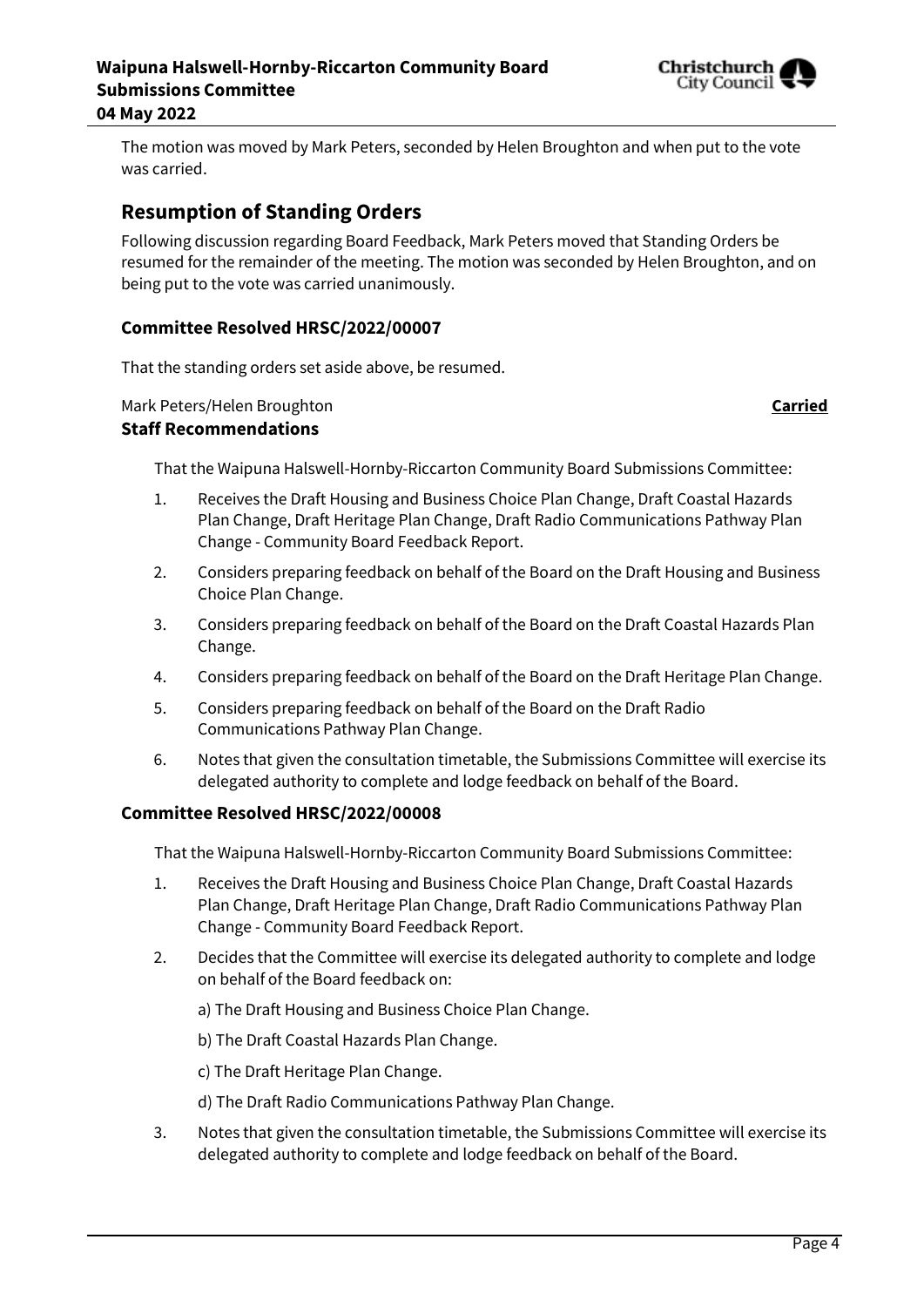The motion was moved by Mark Peters, seconded by Helen Broughton and when put to the vote was carried.

## Resumption of Standing Orders

Following discussion regarding Board Feedback, Mark Peters moved that Standing Orders be resumed for the remainder of the meeting. The motion was seconded by Helen Broughton, and on being put to the vote was carried unanimously.

### Committee Resolved HRSC/2022/00007

That the standing orders set aside above, be resumed.

Mark Peters/Helen Broughton **Carried**

### Staff Recommendations

That the Waipuna Halswell-Hornby-Riccarton Community Board Submissions Committee:

1. Receives the Draft Housing and Business Choice Plan Change, Draft Coastal Hazards Plan Change, Draft Heritage Plan Change, Draft Radio Communications Pathway Plan Change - Community Board Feedback Report.
2. Considers preparing feedback on behalf of the Board on the Draft Housing and Business Choice Plan Change.
3. Considers preparing feedback on behalf of the Board on the Draft Coastal Hazards Plan Change.
4. Considers preparing feedback on behalf of the Board on the Draft Heritage Plan Change.
5. Considers preparing feedback on behalf of the Board on the Draft Radio Communications Pathway Plan Change.
6. Notes that given the consultation timetable, the Submissions Committee will exercise its delegated authority to complete and lodge feedback on behalf of the Board.

### Committee Resolved HRSC/2022/00008

That the Waipuna Halswell-Hornby-Riccarton Community Board Submissions Committee:

1. Receives the Draft Housing and Business Choice Plan Change, Draft Coastal Hazards Plan Change, Draft Heritage Plan Change, Draft Radio Communications Pathway Plan Change - Community Board Feedback Report.
2. Decides that the Committee will exercise its delegated authority to complete and lodge on behalf of the Board feedback on:

   a) The Draft Housing and Business Choice Plan Change.

   b) The Draft Coastal Hazards Plan Change.

   c) The Draft Heritage Plan Change.

   d) The Draft Radio Communications Pathway Plan Change.
3. Notes that given the consultation timetable, the Submissions Committee will exercise its delegated authority to complete and lodge feedback on behalf of the Board.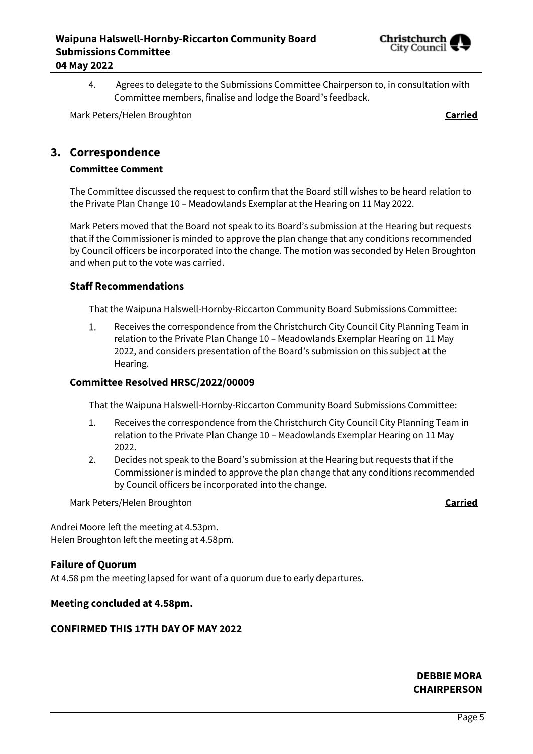4. Agrees to delegate to the Submissions Committee Chairperson to, in consultation with Committee members, finalise and lodge the Board's feedback.

Mark Peters/Helen Broughton **Carried**

## 3. Correspondence

### Committee Comment

The Committee discussed the request to confirm that the Board still wishes to be heard relation to the Private Plan Change 10 – Meadowlands Exemplar at the Hearing on 11 May 2022.

Mark Peters moved that the Board not speak to its Board's submission at the Hearing but requests that if the Commissioner is minded to approve the plan change that any conditions recommended by Council officers be incorporated into the change. The motion was seconded by Helen Broughton and when put to the vote was carried.

### Staff Recommendations

That the Waipuna Halswell-Hornby-Riccarton Community Board Submissions Committee:

1. Receives the correspondence from the Christchurch City Council City Planning Team in relation to the Private Plan Change 10 – Meadowlands Exemplar Hearing on 11 May 2022, and considers presentation of the Board's submission on this subject at the Hearing.

### Committee Resolved HRSC/2022/00009

That the Waipuna Halswell-Hornby-Riccarton Community Board Submissions Committee:

1. Receives the correspondence from the Christchurch City Council City Planning Team in relation to the Private Plan Change 10 – Meadowlands Exemplar Hearing on 11 May 2022.
2. Decides not speak to the Board's submission at the Hearing but requests that if the Commissioner is minded to approve the plan change that any conditions recommended by Council officers be incorporated into the change.

Mark Peters/Helen Broughton **Carried**

Andrei Moore left the meeting at 4.53pm.
Helen Broughton left the meeting at 4.58pm.

### Failure of Quorum

At 4.58 pm the meeting lapsed for want of a quorum due to early departures.

**Meeting concluded at 4.58pm.**

**CONFIRMED THIS 17TH DAY OF MAY 2022**

**DEBBIE MORA**
**CHAIRPERSON**